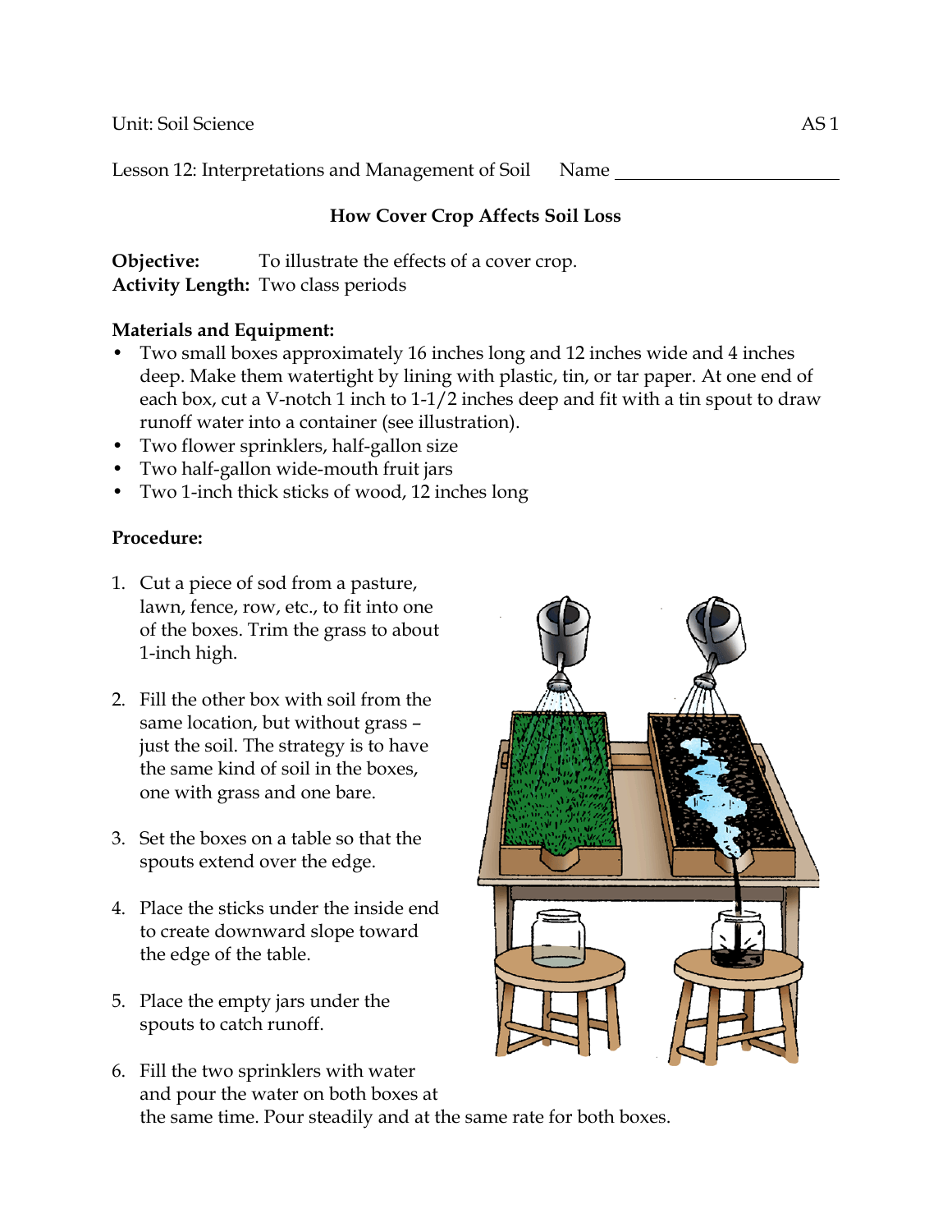Unit: Soil Science

Lesson 12: Interpretations and Management of Soil    Name ______________________

### How Cover Crop Affects Soil Loss

**Objective:** To illustrate the effects of a cover crop.
**Activity Length:** Two class periods

**Materials and Equipment:**

- Two small boxes approximately 16 inches long and 12 inches wide and 4 inches deep. Make them watertight by lining with plastic, tin, or tar paper. At one end of each box, cut a V-notch 1 inch to 1-1/2 inches deep and fit with a tin spout to draw runoff water into a container (see illustration).
- Two flower sprinklers, half-gallon size
- Two half-gallon wide-mouth fruit jars
- Two 1-inch thick sticks of wood, 12 inches long

**Procedure:**

1. Cut a piece of sod from a pasture, lawn, fence, row, etc., to fit into one of the boxes. Trim the grass to about 1-inch high.
2. Fill the other box with soil from the same location, but without grass – just the soil. The strategy is to have the same kind of soil in the boxes, one with grass and one bare.
3. Set the boxes on a table so that the spouts extend over the edge.
4. Place the sticks under the inside end to create downward slope toward the edge of the table.
5. Place the empty jars under the spouts to catch runoff.
6. Fill the two sprinklers with water and pour the water on both boxes at the same time. Pour steadily and at the same rate for both boxes.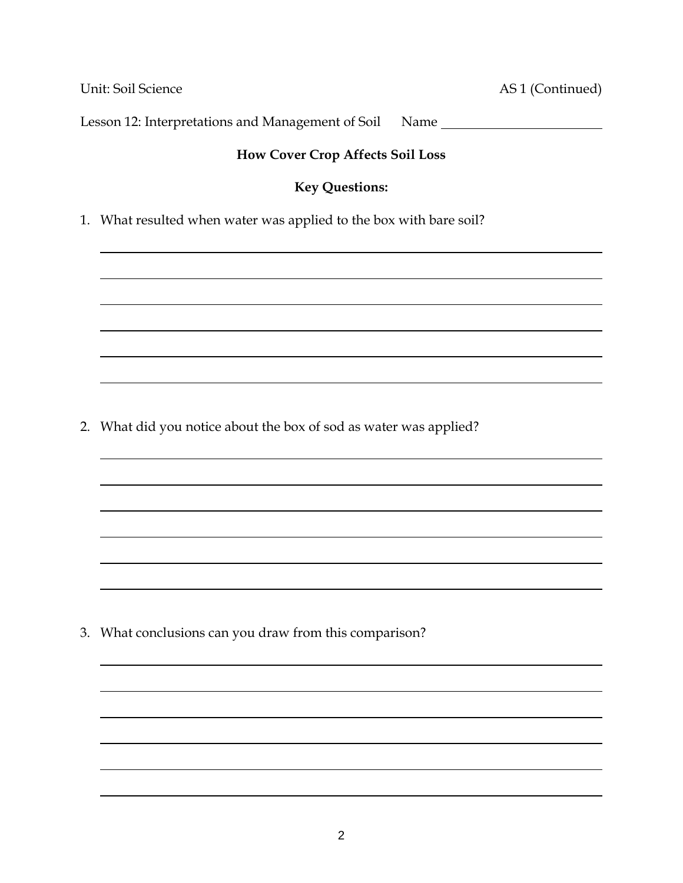Unit: Soil Science AS 1 (Continued)

Lesson 12: Interpretations and Management of Soil Name ______________________

## How Cover Crop Affects Soil Loss

### Key Questions:

1. What resulted when water was applied to the box with bare soil?

2. What did you notice about the box of sod as water was applied?

3. What conclusions can you draw from this comparison?